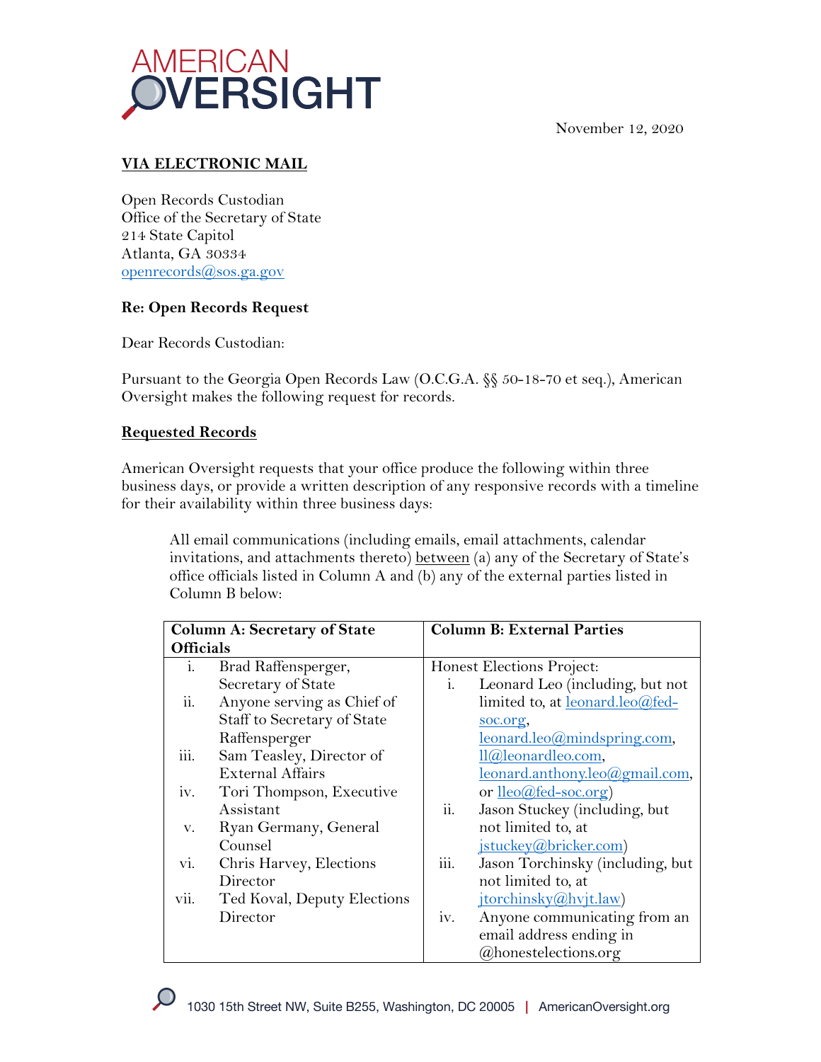# AMERICAN OVERSIGHT

November 12, 2020

**VIA ELECTRONIC MAIL**

Open Records Custodian
Office of the Secretary of State
214 State Capitol
Atlanta, GA 30334
openrecords@sos.ga.gov

**Re: Open Records Request**

Dear Records Custodian:

Pursuant to the Georgia Open Records Law (O.C.G.A. §§ 50-18-70 et seq.), American Oversight makes the following request for records.

**Requested Records**

American Oversight requests that your office produce the following within three business days, or provide a written description of any responsive records with a timeline for their availability within three business days:

> All email communications (including emails, email attachments, calendar invitations, and attachments thereto) between (a) any of the Secretary of State's office officials listed in Column A and (b) any of the external parties listed in Column B below:

| Column A: Secretary of State Officials | Column B: External Parties |
|---|---|
| i. Brad Raffensperger, Secretary of State<br>ii. Anyone serving as Chief of Staff to Secretary of State Raffensperger<br>iii. Sam Teasley, Director of External Affairs<br>iv. Tori Thompson, Executive Assistant<br>v. Ryan Germany, General Counsel<br>vi. Chris Harvey, Elections Director<br>vii. Ted Koval, Deputy Elections Director | Honest Elections Project:<br>i. Leonard Leo (including, but not limited to, at leonard.leo@fed-soc.org, leonard.leo@mindspring.com, ll@leonardleo.com, leonard.anthony.leo@gmail.com, or lleo@fed-soc.org)<br>ii. Jason Stuckey (including, but not limited to, at jstuckey@bricker.com)<br>iii. Jason Torchinsky (including, but not limited to, at jtorchinsky@hvjt.law)<br>iv. Anyone communicating from an email address ending in @honestelections.org |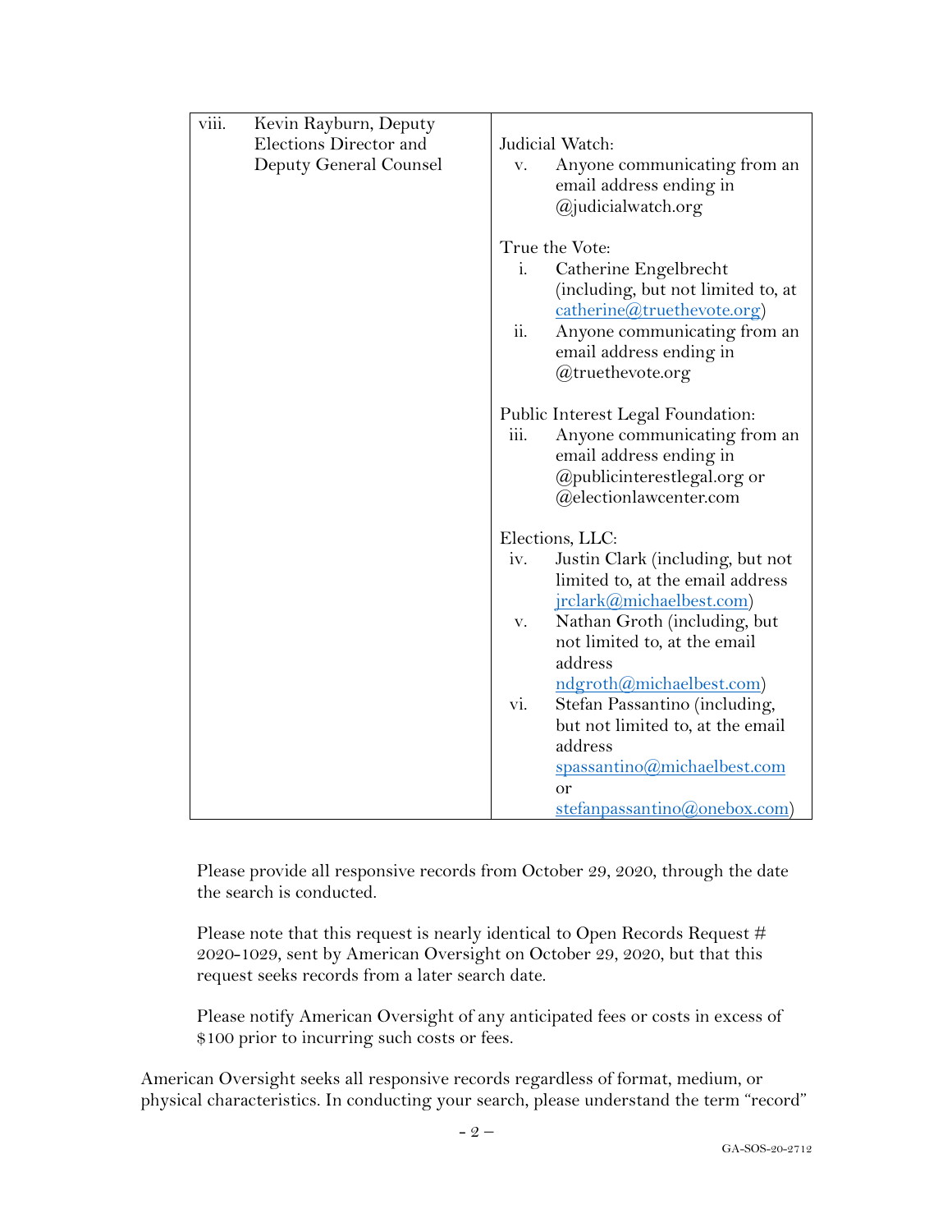| viii. Kevin Rayburn, Deputy Elections Director and Deputy General Counsel | Judicial Watch:<br>v. Anyone communicating from an email address ending in @judicialwatch.org<br><br>True the Vote:<br>i. Catherine Engelbrecht (including, but not limited to, at catherine@truethevote.org)<br>ii. Anyone communicating from an email address ending in @truethevote.org<br><br>Public Interest Legal Foundation:<br>iii. Anyone communicating from an email address ending in @publicinterestlegal.org or @electionlawcenter.com<br><br>Elections, LLC:<br>iv. Justin Clark (including, but not limited to, at the email address jrclark@michaelbest.com)<br>v. Nathan Groth (including, but not limited to, at the email address ndgroth@michaelbest.com)<br>vi. Stefan Passantino (including, but not limited to, at the email address spassantino@michaelbest.com or stefanpassantino@onebox.com) |
|---|---|

Please provide all responsive records from October 29, 2020, through the date the search is conducted.

Please note that this request is nearly identical to Open Records Request # 2020-1029, sent by American Oversight on October 29, 2020, but that this request seeks records from a later search date.

Please notify American Oversight of any anticipated fees or costs in excess of $100 prior to incurring such costs or fees.

American Oversight seeks all responsive records regardless of format, medium, or physical characteristics. In conducting your search, please understand the term "record"

GA-SOS-20-2712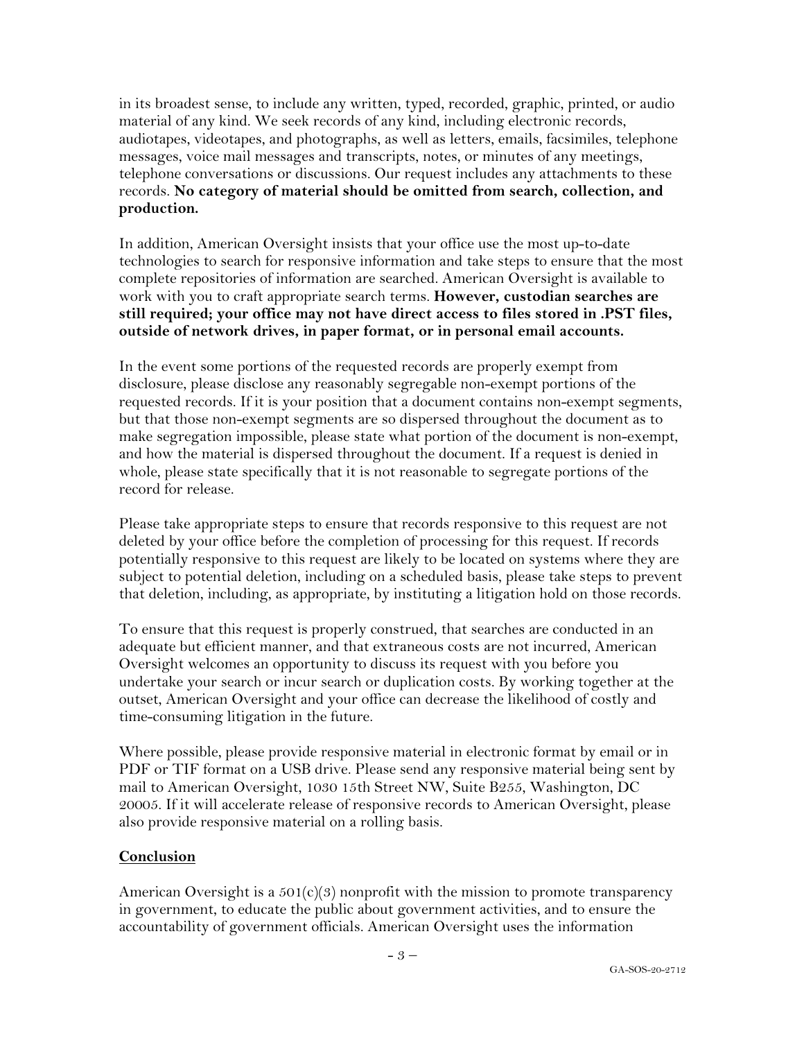in its broadest sense, to include any written, typed, recorded, graphic, printed, or audio material of any kind. We seek records of any kind, including electronic records, audiotapes, videotapes, and photographs, as well as letters, emails, facsimiles, telephone messages, voice mail messages and transcripts, notes, or minutes of any meetings, telephone conversations or discussions. Our request includes any attachments to these records. **No category of material should be omitted from search, collection, and production.**

In addition, American Oversight insists that your office use the most up-to-date technologies to search for responsive information and take steps to ensure that the most complete repositories of information are searched. American Oversight is available to work with you to craft appropriate search terms. **However, custodian searches are still required; your office may not have direct access to files stored in .PST files, outside of network drives, in paper format, or in personal email accounts.**

In the event some portions of the requested records are properly exempt from disclosure, please disclose any reasonably segregable non-exempt portions of the requested records. If it is your position that a document contains non-exempt segments, but that those non-exempt segments are so dispersed throughout the document as to make segregation impossible, please state what portion of the document is non-exempt, and how the material is dispersed throughout the document. If a request is denied in whole, please state specifically that it is not reasonable to segregate portions of the record for release.

Please take appropriate steps to ensure that records responsive to this request are not deleted by your office before the completion of processing for this request. If records potentially responsive to this request are likely to be located on systems where they are subject to potential deletion, including on a scheduled basis, please take steps to prevent that deletion, including, as appropriate, by instituting a litigation hold on those records.

To ensure that this request is properly construed, that searches are conducted in an adequate but efficient manner, and that extraneous costs are not incurred, American Oversight welcomes an opportunity to discuss its request with you before you undertake your search or incur search or duplication costs. By working together at the outset, American Oversight and your office can decrease the likelihood of costly and time-consuming litigation in the future.

Where possible, please provide responsive material in electronic format by email or in PDF or TIF format on a USB drive. Please send any responsive material being sent by mail to American Oversight, 1030 15th Street NW, Suite B255, Washington, DC 20005. If it will accelerate release of responsive records to American Oversight, please also provide responsive material on a rolling basis.

## Conclusion

American Oversight is a 501(c)(3) nonprofit with the mission to promote transparency in government, to educate the public about government activities, and to ensure the accountability of government officials. American Oversight uses the information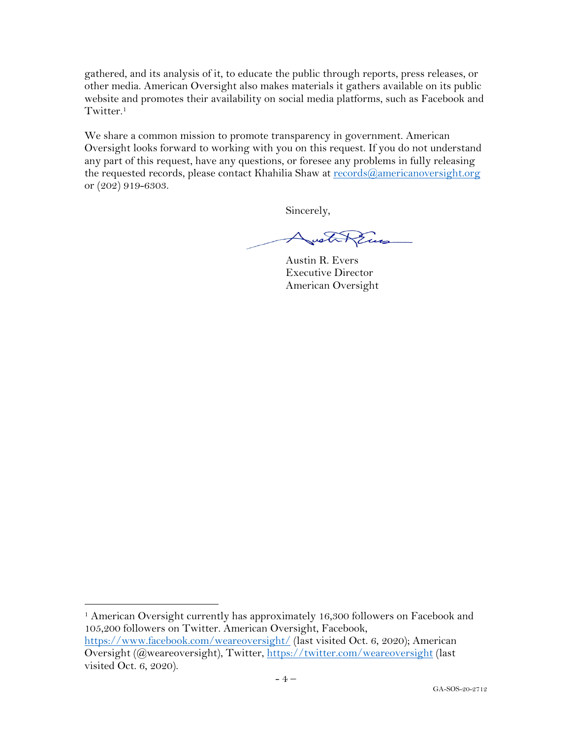gathered, and its analysis of it, to educate the public through reports, press releases, or other media. American Oversight also makes materials it gathers available on its public website and promotes their availability on social media platforms, such as Facebook and Twitter.[1]

We share a common mission to promote transparency in government. American Oversight looks forward to working with you on this request. If you do not understand any part of this request, have any questions, or foresee any problems in fully releasing the requested records, please contact Khahilia Shaw at records@americanoversight.org or (202) 919-6303.

Sincerely,

Austin R. Evers
Executive Director
American Oversight

---

[1] American Oversight currently has approximately 16,300 followers on Facebook and 105,200 followers on Twitter. American Oversight, Facebook, https://www.facebook.com/weareoversight/ (last visited Oct. 6, 2020); American Oversight (@weareoversight), Twitter, https://twitter.com/weareoversight (last visited Oct. 6, 2020).

GA-SOS-20-2712